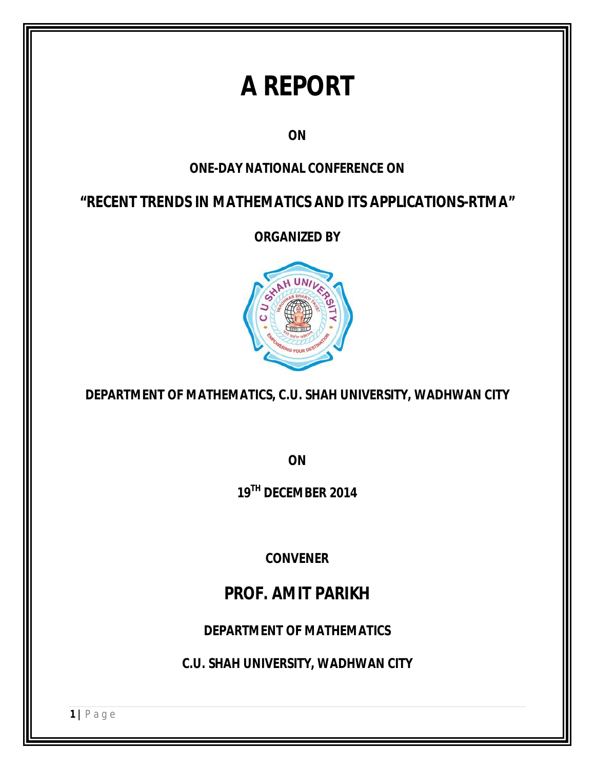# A REPORT

**ON**

**ONE-DAY NATIONAL CONFERENCE ON**

## "RECENT TRENDS IN MATHEMATICS AND ITS APPLICATIONS-RTMA"

**ORGANIZED BY**

**DEPARTMENT OF MATHEMATICS, C.U. SHAH UNIVERSITY, WADHWAN CITY**

**ON**

**19TH DECEMBER 2014**

**CONVENER**

## PROF. AMIT PARIKH

**DEPARTMENT OF MATHEMATICS**

**C.U. SHAH UNIVERSITY, WADHWAN CITY**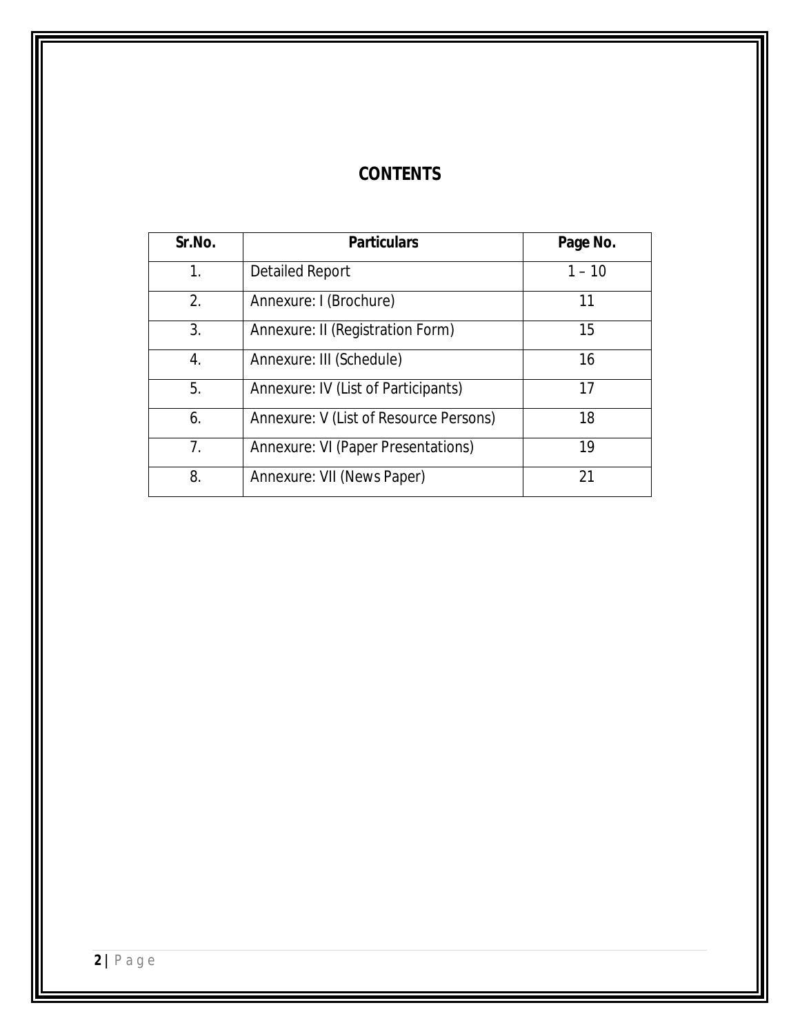# CONTENTS

| Sr.No. | Particulars | Page No. |
|---|---|---|
| 1. | Detailed Report | 1 – 10 |
| 2. | Annexure: I (Brochure) | 11 |
| 3. | Annexure: II (Registration Form) | 15 |
| 4. | Annexure: III (Schedule) | 16 |
| 5. | Annexure: IV (List of Participants) | 17 |
| 6. | Annexure: V (List of Resource Persons) | 18 |
| 7. | Annexure: VI (Paper Presentations) | 19 |
| 8. | Annexure: VII (News Paper) | 21 |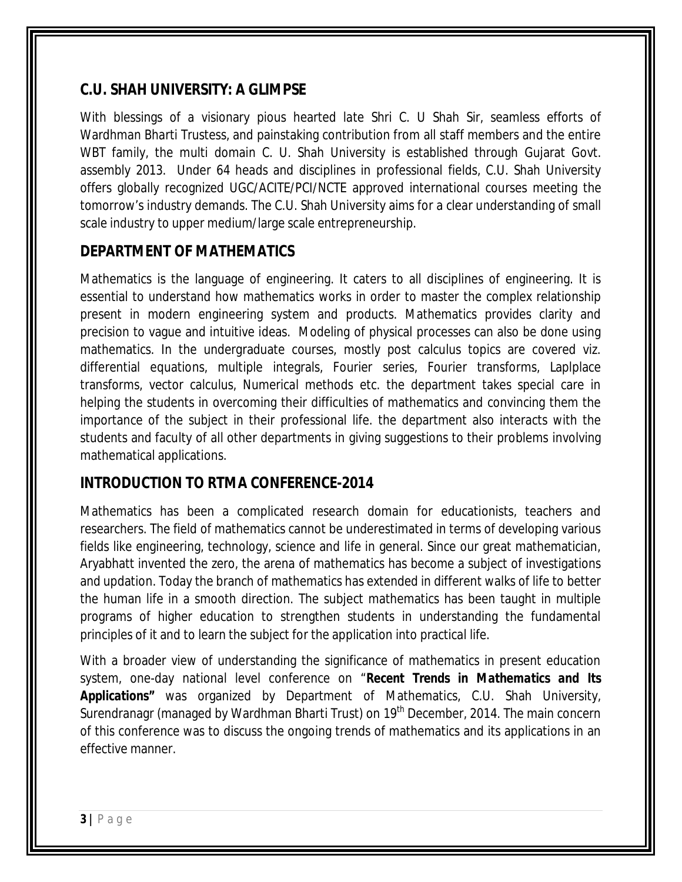## C.U. SHAH UNIVERSITY: A GLIMPSE

With blessings of a visionary pious hearted late Shri C. U Shah Sir, seamless efforts of Wardhman Bharti Trustess, and painstaking contribution from all staff members and the entire WBT family, the multi domain C. U. Shah University is established through Gujarat Govt. assembly 2013. Under 64 heads and disciplines in professional fields, C.U. Shah University offers globally recognized UGC/ACITE/PCI/NCTE approved international courses meeting the tomorrow's industry demands. The C.U. Shah University aims for a clear understanding of small scale industry to upper medium/large scale entrepreneurship.

## DEPARTMENT OF MATHEMATICS

Mathematics is the language of engineering. It caters to all disciplines of engineering. It is essential to understand how mathematics works in order to master the complex relationship present in modern engineering system and products. Mathematics provides clarity and precision to vague and intuitive ideas. Modeling of physical processes can also be done using mathematics. In the undergraduate courses, mostly post calculus topics are covered viz. differential equations, multiple integrals, Fourier series, Fourier transforms, Laplplace transforms, vector calculus, Numerical methods etc. the department takes special care in helping the students in overcoming their difficulties of mathematics and convincing them the importance of the subject in their professional life. the department also interacts with the students and faculty of all other departments in giving suggestions to their problems involving mathematical applications.

## INTRODUCTION TO RTMA CONFERENCE-2014

Mathematics has been a complicated research domain for educationists, teachers and researchers. The field of mathematics cannot be underestimated in terms of developing various fields like engineering, technology, science and life in general. Since our great mathematician, Aryabhatt invented the zero, the arena of mathematics has become a subject of investigations and updation. Today the branch of mathematics has extended in different walks of life to better the human life in a smooth direction. The subject mathematics has been taught in multiple programs of higher education to strengthen students in understanding the fundamental principles of it and to learn the subject for the application into practical life.

With a broader view of understanding the significance of mathematics in present education system, one-day national level conference on "**Recent Trends in Mathematics and Its Applications"** was organized by Department of Mathematics, C.U. Shah University, Surendranagr (managed by Wardhman Bharti Trust) on 19th December, 2014. The main concern of this conference was to discuss the ongoing trends of mathematics and its applications in an effective manner.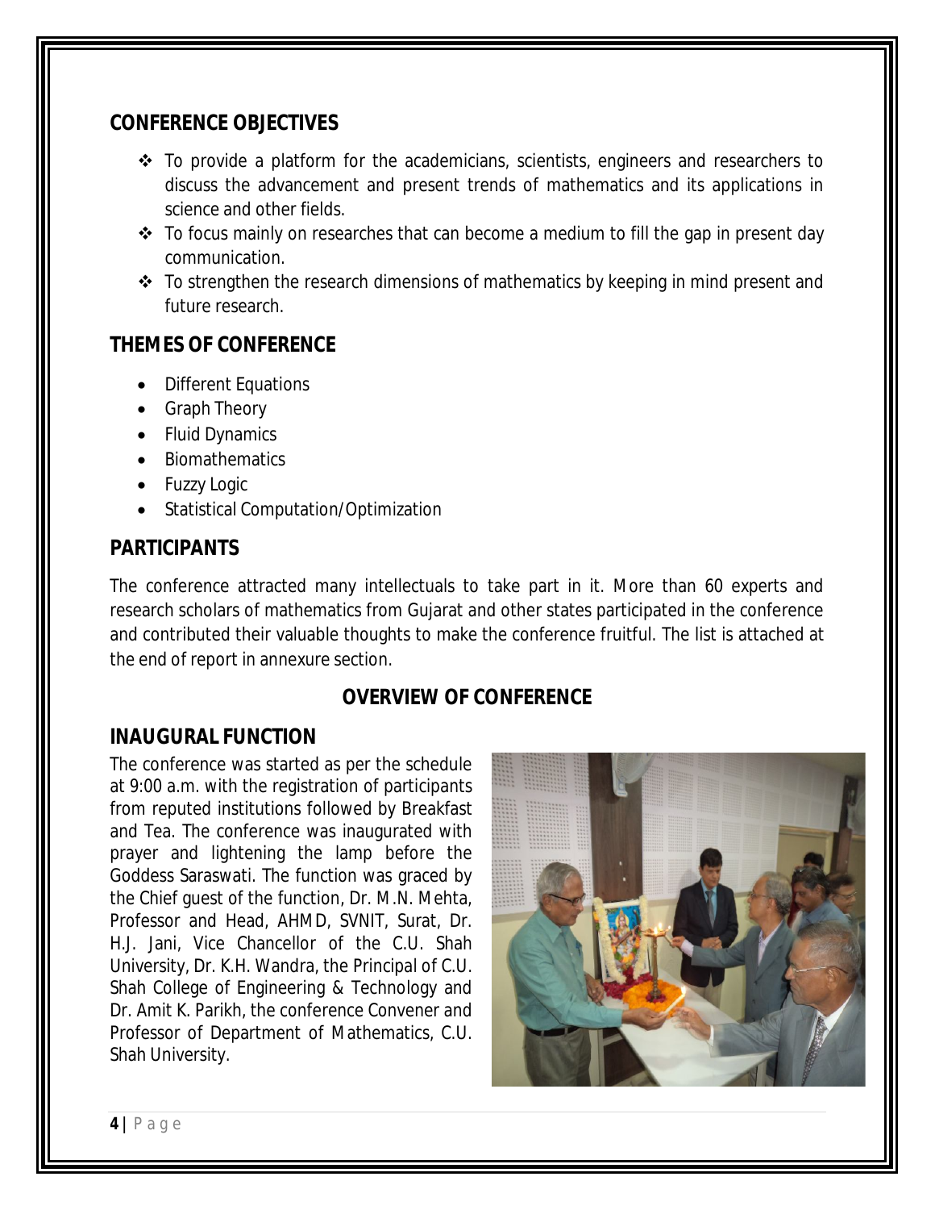## CONFERENCE OBJECTIVES

- To provide a platform for the academicians, scientists, engineers and researchers to discuss the advancement and present trends of mathematics and its applications in science and other fields.
- To focus mainly on researches that can become a medium to fill the gap in present day communication.
- To strengthen the research dimensions of mathematics by keeping in mind present and future research.

## THEMES OF CONFERENCE

- Different Equations
- Graph Theory
- Fluid Dynamics
- Biomathematics
- Fuzzy Logic
- Statistical Computation/Optimization

## PARTICIPANTS

The conference attracted many intellectuals to take part in it. More than 60 experts and research scholars of mathematics from Gujarat and other states participated in the conference and contributed their valuable thoughts to make the conference fruitful. The list is attached at the end of report in annexure section.

# OVERVIEW OF CONFERENCE

## INAUGURAL FUNCTION

The conference was started as per the schedule at 9:00 a.m. with the registration of participants from reputed institutions followed by Breakfast and Tea. The conference was inaugurated with prayer and lightening the lamp before the Goddess Saraswati. The function was graced by the Chief guest of the function, Dr. M.N. Mehta, Professor and Head, AHMD, SVNIT, Surat, Dr. H.J. Jani, Vice Chancellor of the C.U. Shah University, Dr. K.H. Wandra, the Principal of C.U. Shah College of Engineering & Technology and Dr. Amit K. Parikh, the conference Convener and Professor of Department of Mathematics, C.U. Shah University.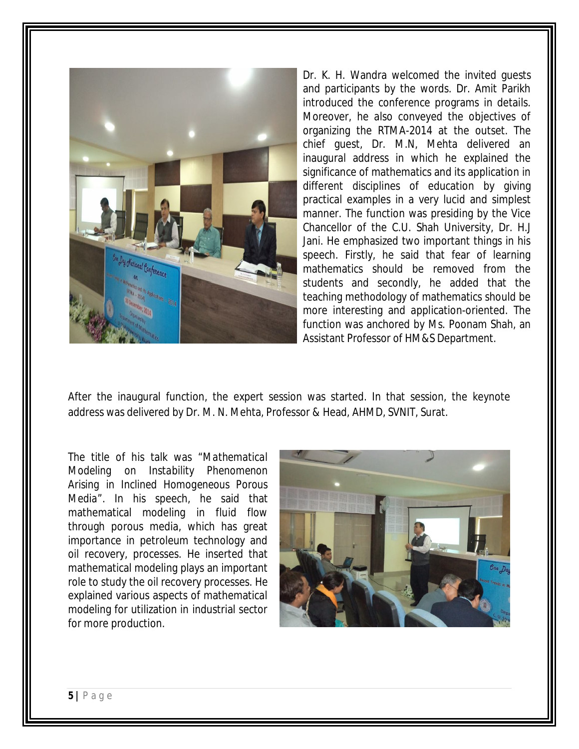Dr. K. H. Wandra welcomed the invited guests and participants by the words. Dr. Amit Parikh introduced the conference programs in details. Moreover, he also conveyed the objectives of organizing the RTMA-2014 at the outset. The chief guest, Dr. M.N, Mehta delivered an inaugural address in which he explained the significance of mathematics and its application in different disciplines of education by giving practical examples in a very lucid and simplest manner. The function was presiding by the Vice Chancellor of the C.U. Shah University, Dr. H.J Jani. He emphasized two important things in his speech. Firstly, he said that fear of learning mathematics should be removed from the students and secondly, he added that the teaching methodology of mathematics should be more interesting and application-oriented. The function was anchored by Ms. Poonam Shah, an Assistant Professor of HM&S Department.

After the inaugural function, the expert session was started. In that session, the keynote address was delivered by Dr. M. N. Mehta, Professor & Head, AHMD, SVNIT, Surat.

The title of his talk was "Mathematical Modeling on Instability Phenomenon Arising in Inclined Homogeneous Porous Media". In his speech, he said that mathematical modeling in fluid flow through porous media, which has great importance in petroleum technology and oil recovery, processes. He inserted that mathematical modeling plays an important role to study the oil recovery processes. He explained various aspects of mathematical modeling for utilization in industrial sector for more production.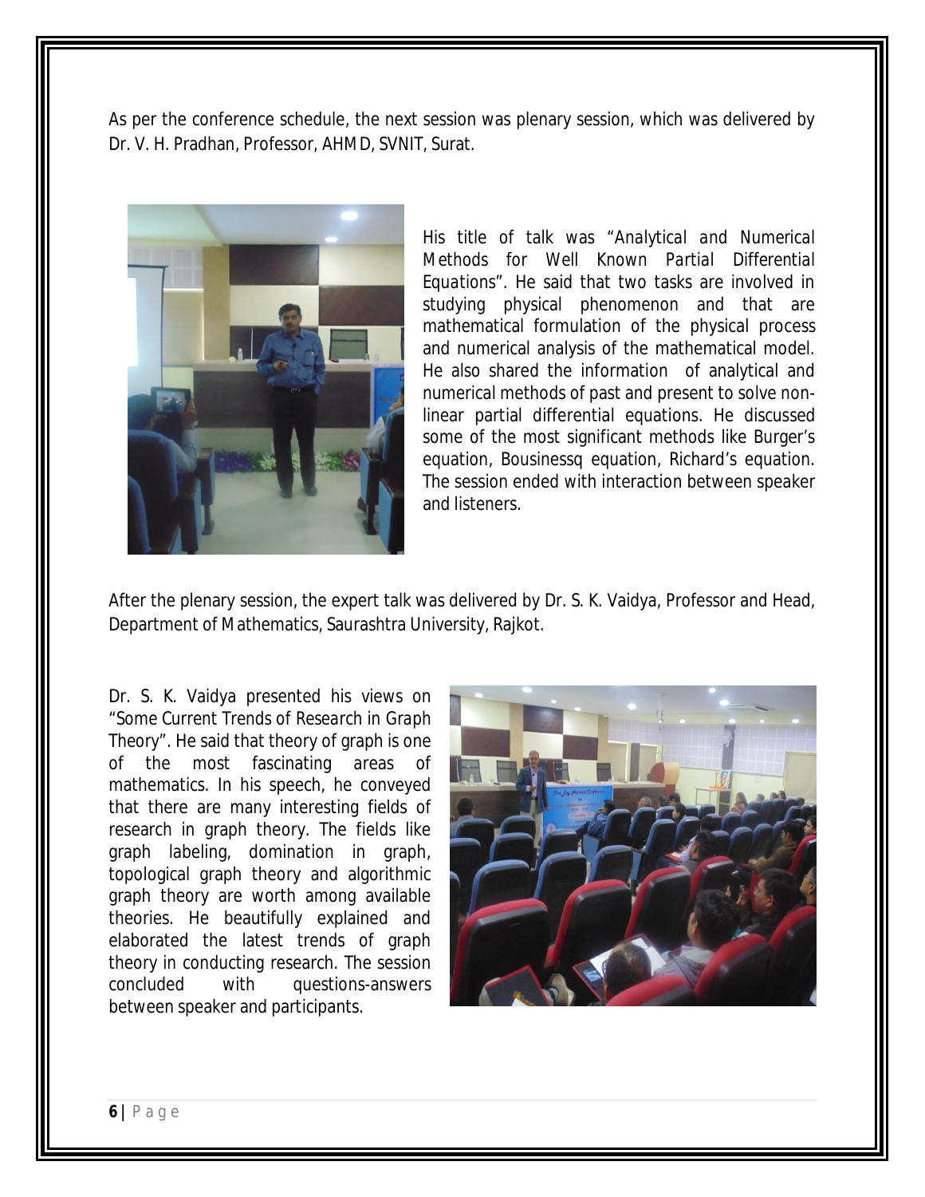As per the conference schedule, the next session was plenary session, which was delivered by Dr. V. H. Pradhan, Professor, AHMD, SVNIT, Surat.

His title of talk was "Analytical and Numerical Methods for Well Known Partial Differential Equations". He said that two tasks are involved in studying physical phenomenon and that are mathematical formulation of the physical process and numerical analysis of the mathematical model. He also shared the information of analytical and numerical methods of past and present to solve non-linear partial differential equations. He discussed some of the most significant methods like Burger's equation, Bousinessq equation, Richard's equation. The session ended with interaction between speaker and listeners.

After the plenary session, the expert talk was delivered by Dr. S. K. Vaidya, Professor and Head, Department of Mathematics, Saurashtra University, Rajkot.

Dr. S. K. Vaidya presented his views on "Some Current Trends of Research in Graph Theory". He said that theory of graph is one of the most fascinating areas of mathematics. In his speech, he conveyed that there are many interesting fields of research in graph theory. The fields like graph labeling, domination in graph, topological graph theory and algorithmic graph theory are worth among available theories. He beautifully explained and elaborated the latest trends of graph theory in conducting research. The session concluded with questions-answers between speaker and participants.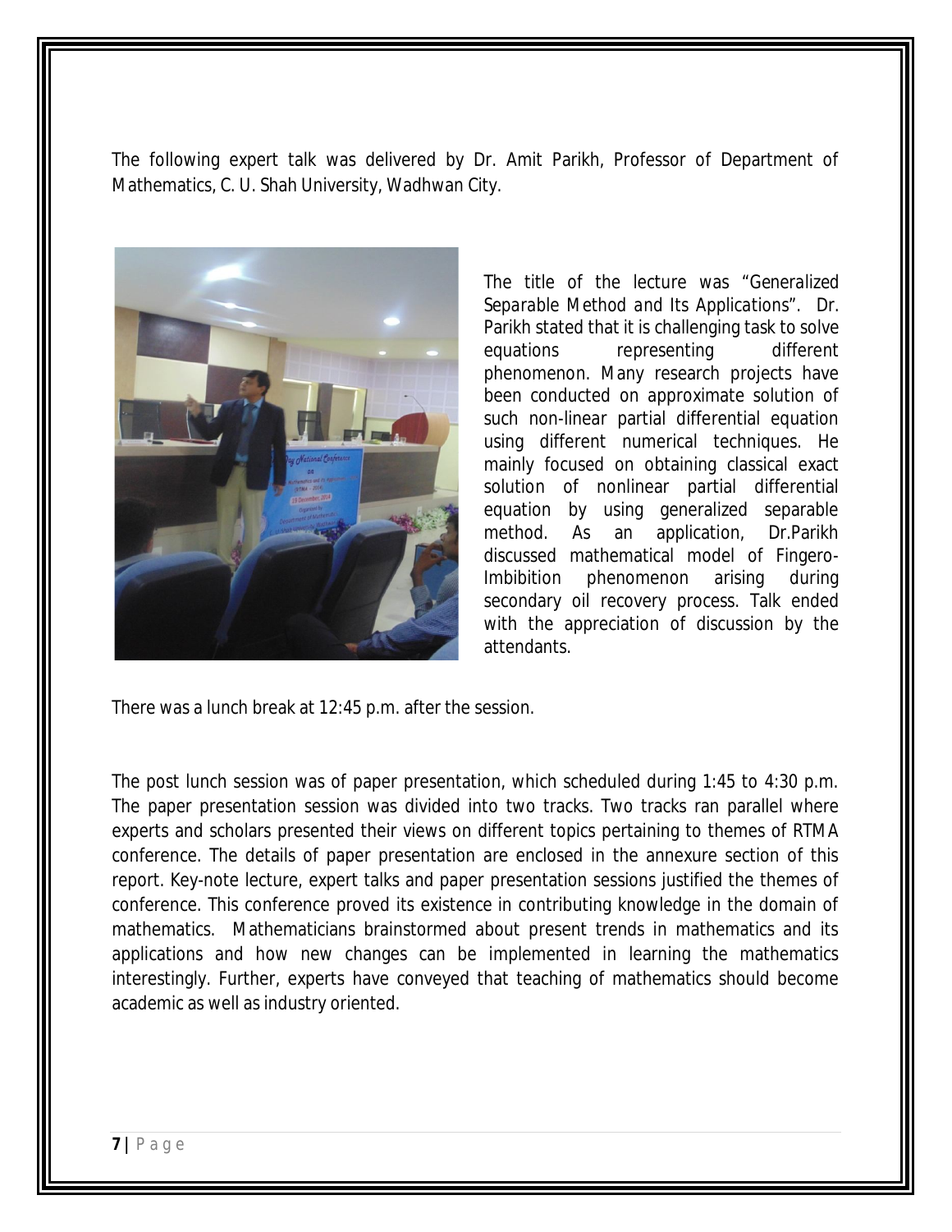The following expert talk was delivered by Dr. Amit Parikh, Professor of Department of Mathematics, C. U. Shah University, Wadhwan City.

The title of the lecture was "Generalized Separable Method and Its Applications". Dr. Parikh stated that it is challenging task to solve equations representing different phenomenon. Many research projects have been conducted on approximate solution of such non-linear partial differential equation using different numerical techniques. He mainly focused on obtaining classical exact solution of nonlinear partial differential equation by using generalized separable method. As an application, Dr.Parikh discussed mathematical model of Fingero-Imbibition phenomenon arising during secondary oil recovery process. Talk ended with the appreciation of discussion by the attendants.

There was a lunch break at 12:45 p.m. after the session.

The post lunch session was of paper presentation, which scheduled during 1:45 to 4:30 p.m. The paper presentation session was divided into two tracks. Two tracks ran parallel where experts and scholars presented their views on different topics pertaining to themes of RTMA conference. The details of paper presentation are enclosed in the annexure section of this report. Key-note lecture, expert talks and paper presentation sessions justified the themes of conference. This conference proved its existence in contributing knowledge in the domain of mathematics. Mathematicians brainstormed about present trends in mathematics and its applications and how new changes can be implemented in learning the mathematics interestingly. Further, experts have conveyed that teaching of mathematics should become academic as well as industry oriented.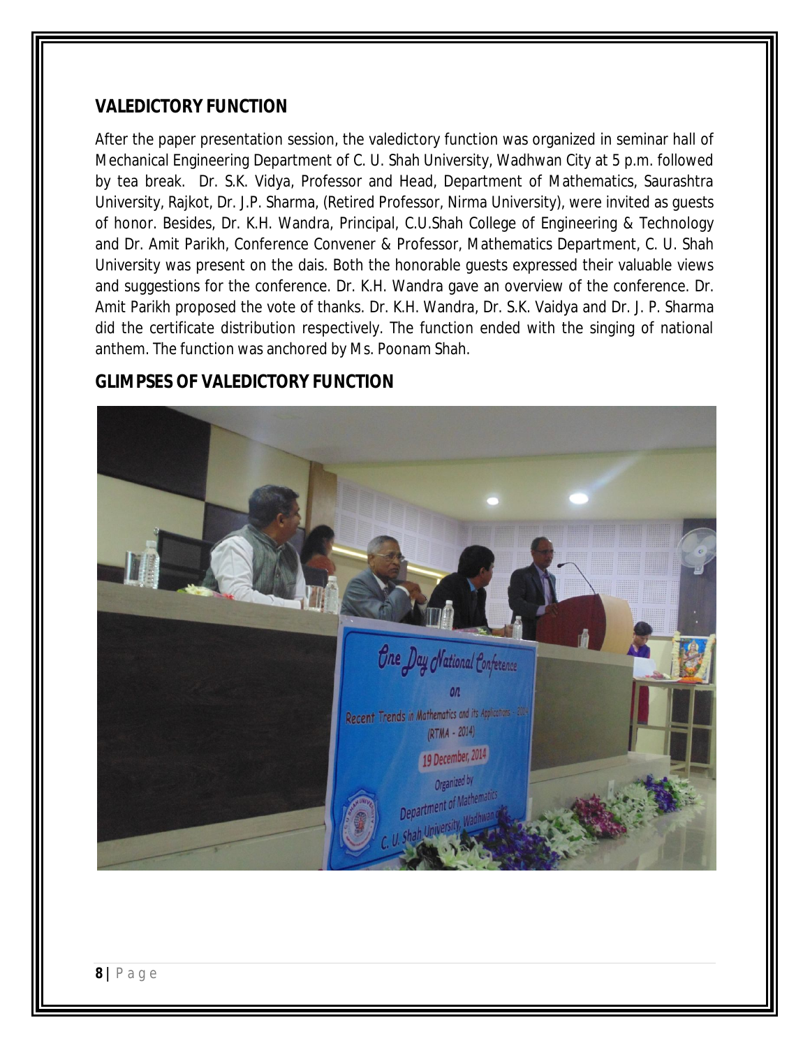## VALEDICTORY FUNCTION

After the paper presentation session, the valedictory function was organized in seminar hall of Mechanical Engineering Department of C. U. Shah University, Wadhwan City at 5 p.m. followed by tea break. Dr. S.K. Vidya, Professor and Head, Department of Mathematics, Saurashtra University, Rajkot, Dr. J.P. Sharma, (Retired Professor, Nirma University), were invited as guests of honor. Besides, Dr. K.H. Wandra, Principal, C.U.Shah College of Engineering & Technology and Dr. Amit Parikh, Conference Convener & Professor, Mathematics Department, C. U. Shah University was present on the dais. Both the honorable guests expressed their valuable views and suggestions for the conference. Dr. K.H. Wandra gave an overview of the conference. Dr. Amit Parikh proposed the vote of thanks. Dr. K.H. Wandra, Dr. S.K. Vaidya and Dr. J. P. Sharma did the certificate distribution respectively. The function ended with the singing of national anthem. The function was anchored by Ms. Poonam Shah.

## GLIMPSES OF VALEDICTORY FUNCTION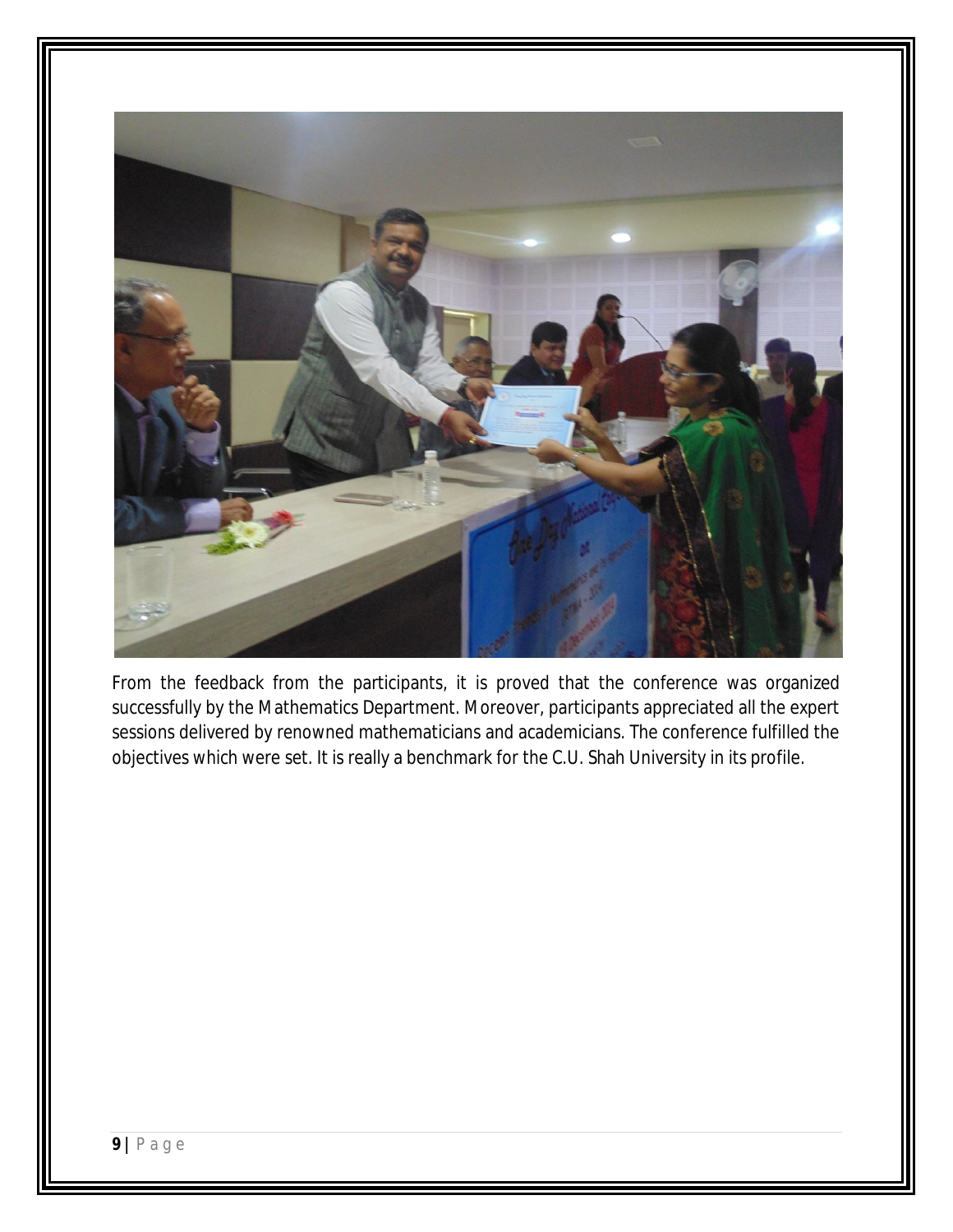From the feedback from the participants, it is proved that the conference was organized successfully by the Mathematics Department. Moreover, participants appreciated all the expert sessions delivered by renowned mathematicians and academicians. The conference fulfilled the objectives which were set. It is really a benchmark for the C.U. Shah University in its profile.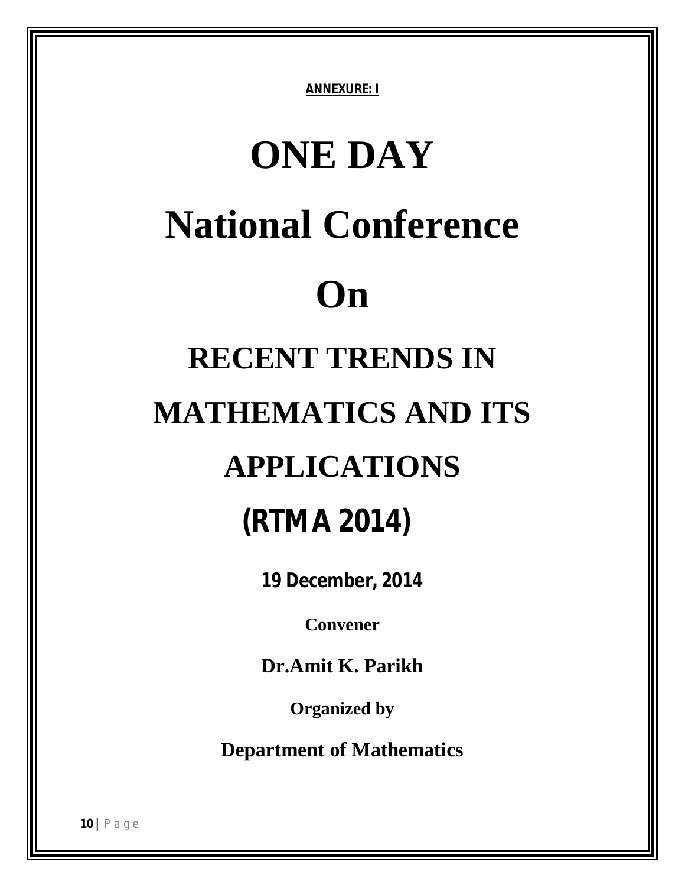**ANNEXURE: I**

# ONE DAY

# National Conference

# On

# RECENT TRENDS IN MATHEMATICS AND ITS APPLICATIONS

## (RTMA 2014)

**19 December, 2014**

**Convener**

**Dr.Amit K. Parikh**

**Organized by**

**Department of Mathematics**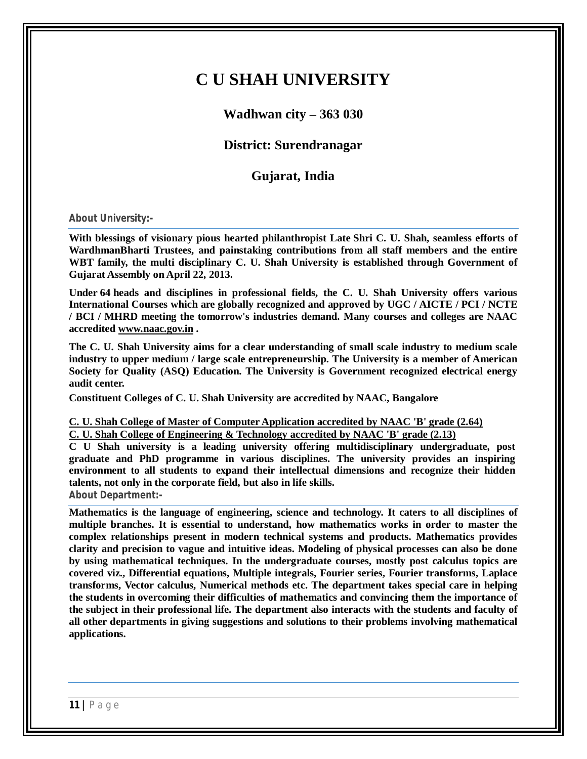# C U SHAH UNIVERSITY

## Wadhwan city – 363 030

## District: Surendranagar

## Gujarat, India

### About University:-

**With blessings of visionary pious hearted philanthropist Late Shri C. U. Shah, seamless efforts of WardhmanBharti Trustees, and painstaking contributions from all staff members and the entire WBT family, the multi disciplinary C. U. Shah University is established through Government of Gujarat Assembly on April 22, 2013.**

**Under 64 heads and disciplines in professional fields, the C. U. Shah University offers various International Courses which are globally recognized and approved by UGC / AICTE / PCI / NCTE / BCI / MHRD meeting the tomorrow's industries demand. Many courses and colleges are NAAC accredited www.naac.gov.in .**

**The C. U. Shah University aims for a clear understanding of small scale industry to medium scale industry to upper medium / large scale entrepreneurship. The University is a member of American Society for Quality (ASQ) Education. The University is Government recognized electrical energy audit center.**

**Constituent Colleges of C. U. Shah University are accredited by NAAC, Bangalore**

**C. U. Shah College of Master of Computer Application accredited by NAAC 'B' grade (2.64)**
**C. U. Shah College of Engineering & Technology accredited by NAAC 'B' grade (2.13)**
**C U Shah university is a leading university offering multidisciplinary undergraduate, post graduate and PhD programme in various disciplines. The university provides an inspiring environment to all students to expand their intellectual dimensions and recognize their hidden talents, not only in the corporate field, but also in life skills.**

### About Department:-

**Mathematics is the language of engineering, science and technology. It caters to all disciplines of multiple branches. It is essential to understand, how mathematics works in order to master the complex relationships present in modern technical systems and products. Mathematics provides clarity and precision to vague and intuitive ideas. Modeling of physical processes can also be done by using mathematical techniques. In the undergraduate courses, mostly post calculus topics are covered viz., Differential equations, Multiple integrals, Fourier series, Fourier transforms, Laplace transforms, Vector calculus, Numerical methods etc. The department takes special care in helping the students in overcoming their difficulties of mathematics and convincing them the importance of the subject in their professional life. The department also interacts with the students and faculty of all other departments in giving suggestions and solutions to their problems involving mathematical applications.**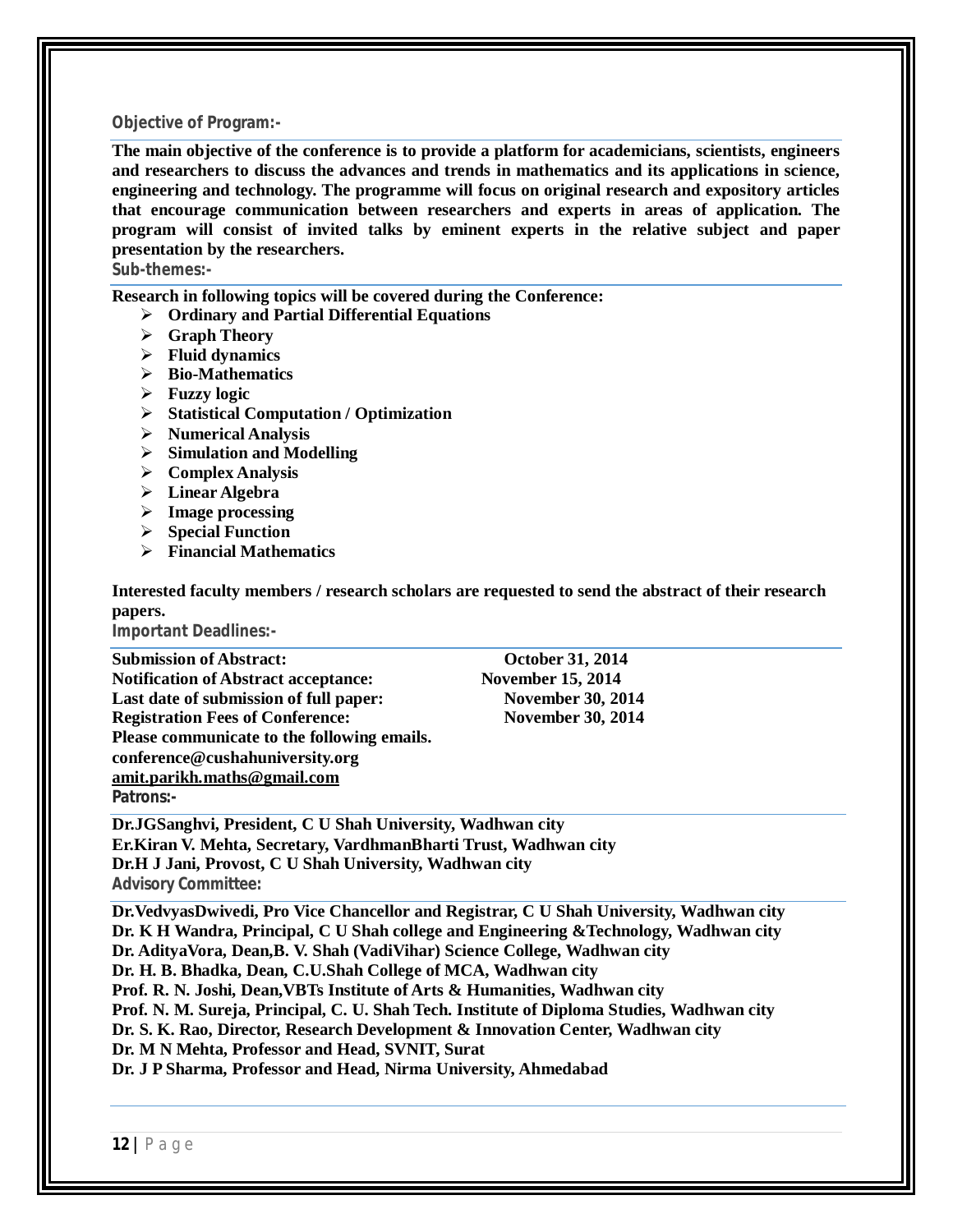### Objective of Program:-

**The main objective of the conference is to provide a platform for academicians, scientists, engineers and researchers to discuss the advances and trends in mathematics and its applications in science, engineering and technology. The programme will focus on original research and expository articles that encourage communication between researchers and experts in areas of application. The program will consist of invited talks by eminent experts in the relative subject and paper presentation by the researchers.**

### Sub-themes:-

**Research in following topics will be covered during the Conference:**

- **Ordinary and Partial Differential Equations**
- **Graph Theory**
- **Fluid dynamics**
- **Bio-Mathematics**
- **Fuzzy logic**
- **Statistical Computation / Optimization**
- **Numerical Analysis**
- **Simulation and Modelling**
- **Complex Analysis**
- **Linear Algebra**
- **Image processing**
- **Special Function**
- **Financial Mathematics**

**Interested faculty members / research scholars are requested to send the abstract of their research papers.**

### Important Deadlines:-

| | |
|---|---|
| **Submission of Abstract:** | **October 31, 2014** |
| **Notification of Abstract acceptance:** | **November 15, 2014** |
| **Last date of submission of full paper:** | **November 30, 2014** |
| **Registration Fees of Conference:** | **November 30, 2014** |

**Please communicate to the following emails.**
**conference@cushahuniversity.org**
**amit.parikh.maths@gmail.com**

### Patrons:-

**Dr.JGSanghvi, President, C U Shah University, Wadhwan city**
**Er.Kiran V. Mehta, Secretary, VardhmanBharti Trust, Wadhwan city**
**Dr.H J Jani, Provost, C U Shah University, Wadhwan city**

### Advisory Committee:

**Dr.VedvyasDwivedi, Pro Vice Chancellor and Registrar, C U Shah University, Wadhwan city**
**Dr. K H Wandra, Principal, C U Shah college and Engineering &Technology, Wadhwan city**
**Dr. AdityaVora, Dean,B. V. Shah (VadiVihar) Science College, Wadhwan city**
**Dr. H. B. Bhadka, Dean, C.U.Shah College of MCA, Wadhwan city**
**Prof. R. N. Joshi, Dean,VBTs Institute of Arts & Humanities, Wadhwan city**
**Prof. N. M. Sureja, Principal, C. U. Shah Tech. Institute of Diploma Studies, Wadhwan city**
**Dr. S. K. Rao, Director, Research Development & Innovation Center, Wadhwan city**
**Dr. M N Mehta, Professor and Head, SVNIT, Surat**
**Dr. J P Sharma, Professor and Head, Nirma University, Ahmedabad**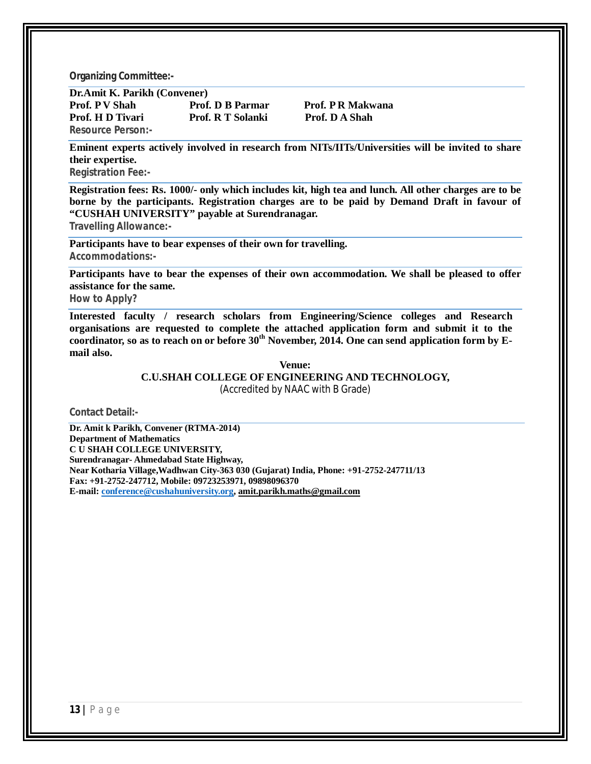## Organizing Committee:-

**Dr.Amit K. Parikh (Convener)**

| | | |
|---|---|---|
| **Prof. P V Shah** | **Prof. D B Parmar** | **Prof. P R Makwana** |
| **Prof. H D Tivari** | **Prof. R T Solanki** | **Prof. D A Shah** |

## Resource Person:-

**Eminent experts actively involved in research from NITs/IITs/Universities will be invited to share their expertise.**

## Registration Fee:-

**Registration fees: Rs. 1000/- only which includes kit, high tea and lunch. All other charges are to be borne by the participants. Registration charges are to be paid by Demand Draft in favour of "CUSHAH UNIVERSITY" payable at Surendranagar.**

## Travelling Allowance:-

**Participants have to bear expenses of their own for travelling.**

## Accommodations:-

**Participants have to bear the expenses of their own accommodation. We shall be pleased to offer assistance for the same.**

## How to Apply?

**Interested faculty / research scholars from Engineering/Science colleges and Research organisations are requested to complete the attached application form and submit it to the coordinator, so as to reach on or before 30th November, 2014. One can send application form by E-mail also.**

**Venue:**

**C.U.SHAH COLLEGE OF ENGINEERING AND TECHNOLOGY,**

(Accredited by NAAC with B Grade)

## Contact Detail:-

**Dr. Amit k Parikh, Convener (RTMA-2014)**
**Department of Mathematics**
**C U SHAH COLLEGE UNIVERSITY,**
**Surendranagar- Ahmedabad State Highway,**
**Near Kotharia Village,Wadhwan City-363 030 (Gujarat) India, Phone: +91-2752-247711/13**
**Fax: +91-2752-247712, Mobile: 09723253971, 09898096370**
**E-mail: conference@cushahuniversity.org, amit.parikh.maths@gmail.com**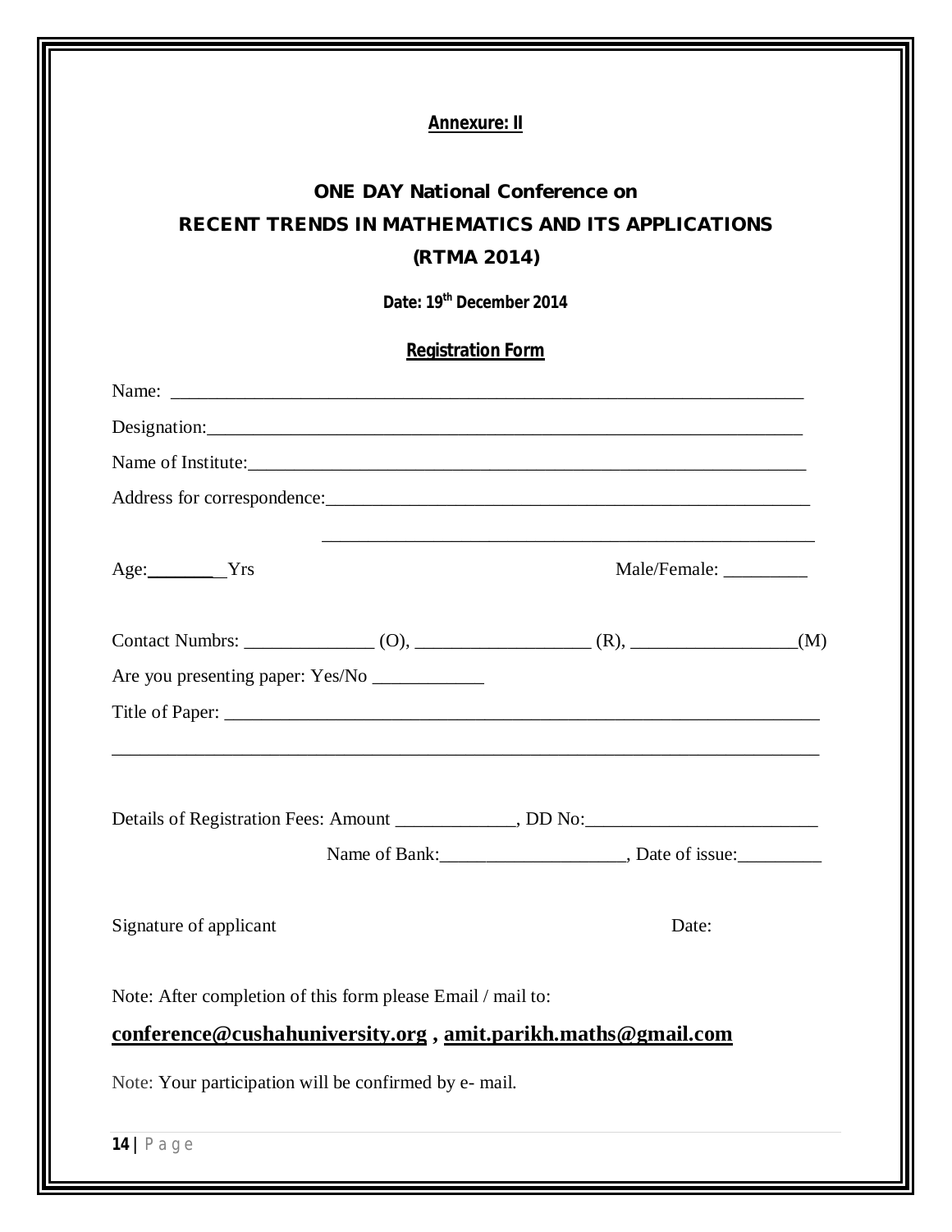**Annexure: II**

## ONE DAY National Conference on
## RECENT TRENDS IN MATHEMATICS AND ITS APPLICATIONS
## (RTMA 2014)

**Date: 19th December 2014**

**Registration Form**

Name: ______________________________________________________________________

Designation:__________________________________________________________________

Name of Institute:______________________________________________________________

Address for correspondence:____________________________________________________

_______________________________________________________

Age:________Yrs Male/Female: _________

Contact Numbrs: ______________ (O), ___________________ (R), __________________(M)

Are you presenting paper: Yes/No ____________

Title of Paper: _____________________________________________________________

_____________________________________________________________________________

Details of Registration Fees: Amount _____________, DD No:_________________________

Name of Bank:____________________, Date of issue:_________

Signature of applicant Date:

Note: After completion of this form please Email / mail to:

**conference@cushahuniversity.org , amit.parikh.maths@gmail.com**

Note: Your participation will be confirmed by e- mail.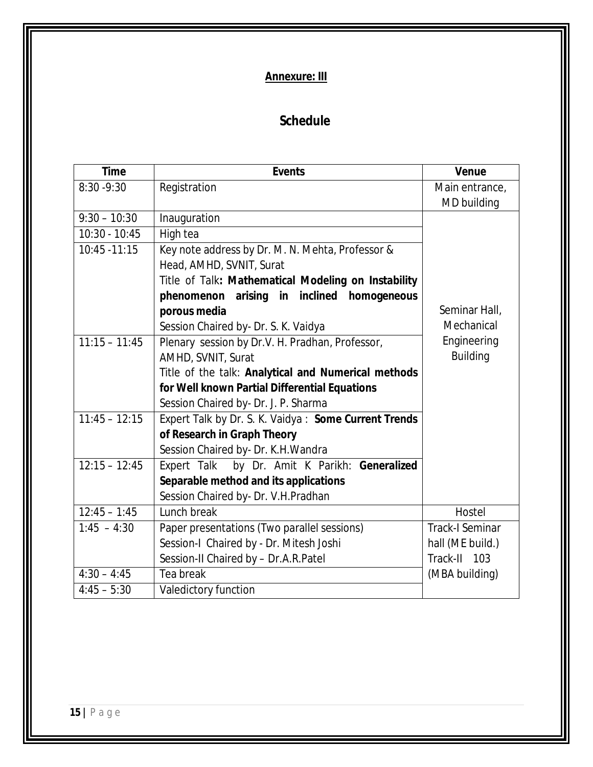**Annexure: III**

## Schedule

| Time | Events | Venue |
|---|---|---|
| 8:30 -9:30 | Registration | Main entrance, MD building |
| 9:30 – 10:30 | Inauguration | Seminar Hall, Mechanical Engineering Building |
| 10:30 - 10:45 | High tea | |
| 10:45 -11:15 | Key note address by Dr. M. N. Mehta, Professor & Head, AMHD, SVNIT, Surat<br>Title of Talk**: Mathematical Modeling on Instability phenomenon arising in inclined homogeneous porous media**<br>Session Chaired by- Dr. S. K. Vaidya | |
| 11:15 – 11:45 | Plenary session by Dr.V. H. Pradhan, Professor, AMHD, SVNIT, Surat<br>Title of the talk: **Analytical and Numerical methods for Well known Partial Differential Equations**<br>Session Chaired by- Dr. J. P. Sharma | |
| 11:45 – 12:15 | Expert Talk by Dr. S. K. Vaidya : **Some Current Trends of Research in Graph Theory**<br>Session Chaired by- Dr. K.H.Wandra | |
| 12:15 – 12:45 | Expert Talk by Dr. Amit K Parikh: **Generalized Separable method and its applications**<br>Session Chaired by- Dr. V.H.Pradhan | |
| 12:45 – 1:45 | Lunch break | Hostel |
| 1:45 – 4:30 | Paper presentations (Two parallel sessions)<br>Session-I Chaired by - Dr. Mitesh Joshi<br>Session-II Chaired by – Dr.A.R.Patel | Track-I Seminar hall (ME build.)<br>Track-II 103 (MBA building) |
| 4:30 – 4:45 | Tea break | |
| 4:45 – 5:30 | Valedictory function | |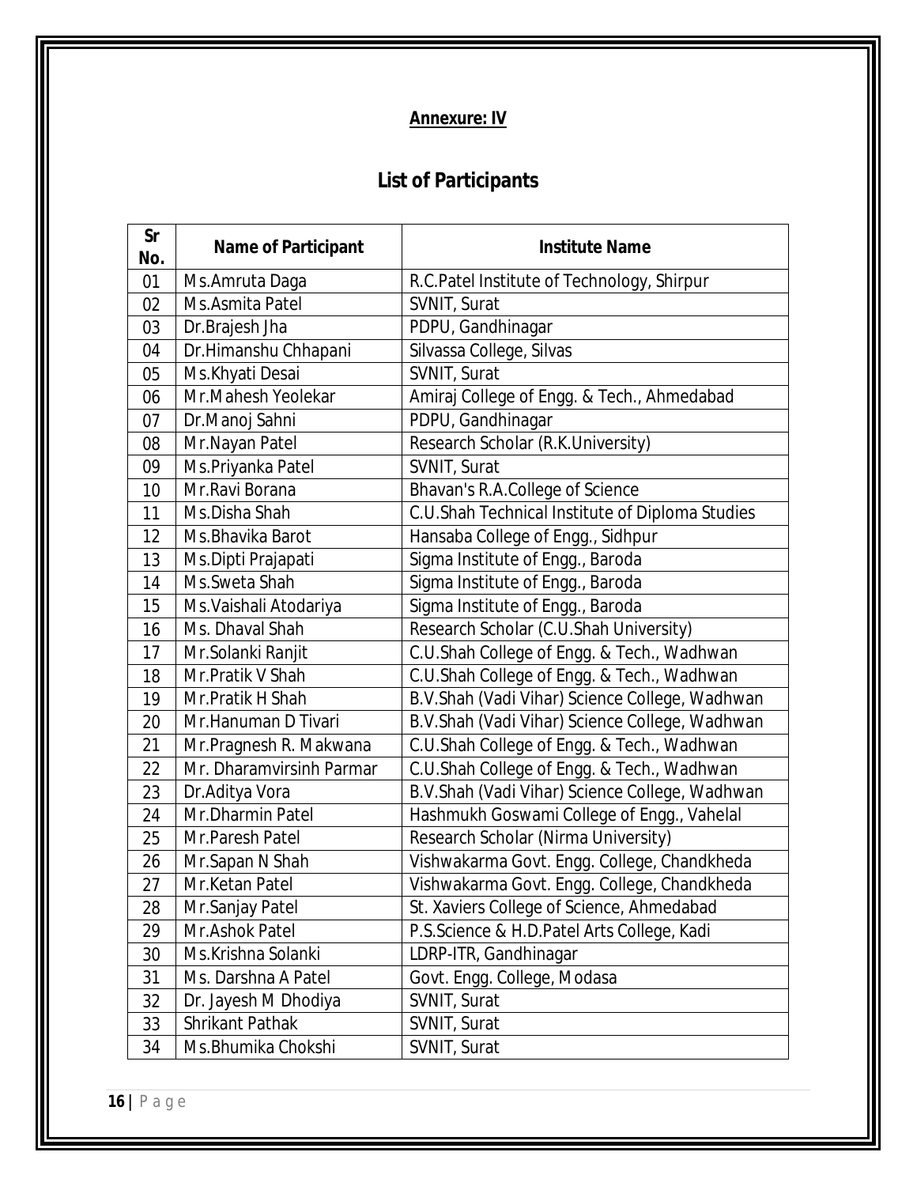**Annexure: IV**

## List of Participants

| Sr No. | Name of Participant | Institute Name |
|---|---|---|
| 01 | Ms.Amruta Daga | R.C.Patel Institute of Technology, Shirpur |
| 02 | Ms.Asmita Patel | SVNIT, Surat |
| 03 | Dr.Brajesh Jha | PDPU, Gandhinagar |
| 04 | Dr.Himanshu Chhapani | Silvassa College, Silvas |
| 05 | Ms.Khyati Desai | SVNIT, Surat |
| 06 | Mr.Mahesh Yeolekar | Amiraj College of Engg. & Tech., Ahmedabad |
| 07 | Dr.Manoj Sahni | PDPU, Gandhinagar |
| 08 | Mr.Nayan Patel | Research Scholar (R.K.University) |
| 09 | Ms.Priyanka Patel | SVNIT, Surat |
| 10 | Mr.Ravi Borana | Bhavan's R.A.College of Science |
| 11 | Ms.Disha Shah | C.U.Shah Technical Institute of Diploma Studies |
| 12 | Ms.Bhavika Barot | Hansaba College of Engg., Sidhpur |
| 13 | Ms.Dipti Prajapati | Sigma Institute of Engg., Baroda |
| 14 | Ms.Sweta Shah | Sigma Institute of Engg., Baroda |
| 15 | Ms.Vaishali Atodariya | Sigma Institute of Engg., Baroda |
| 16 | Ms. Dhaval Shah | Research Scholar (C.U.Shah University) |
| 17 | Mr.Solanki Ranjit | C.U.Shah College of Engg. & Tech., Wadhwan |
| 18 | Mr.Pratik V Shah | C.U.Shah College of Engg. & Tech., Wadhwan |
| 19 | Mr.Pratik H Shah | B.V.Shah (Vadi Vihar) Science College, Wadhwan |
| 20 | Mr.Hanuman D Tivari | B.V.Shah (Vadi Vihar) Science College, Wadhwan |
| 21 | Mr.Pragnesh R. Makwana | C.U.Shah College of Engg. & Tech., Wadhwan |
| 22 | Mr. Dharamvirsinh Parmar | C.U.Shah College of Engg. & Tech., Wadhwan |
| 23 | Dr.Aditya Vora | B.V.Shah (Vadi Vihar) Science College, Wadhwan |
| 24 | Mr.Dharmin Patel | Hashmukh Goswami College of Engg., Vahelal |
| 25 | Mr.Paresh Patel | Research Scholar (Nirma University) |
| 26 | Mr.Sapan N Shah | Vishwakarma Govt. Engg. College, Chandkheda |
| 27 | Mr.Ketan Patel | Vishwakarma Govt. Engg. College, Chandkheda |
| 28 | Mr.Sanjay Patel | St. Xaviers College of Science, Ahmedabad |
| 29 | Mr.Ashok Patel | P.S.Science & H.D.Patel Arts College, Kadi |
| 30 | Ms.Krishna Solanki | LDRP-ITR, Gandhinagar |
| 31 | Ms. Darshna A Patel | Govt. Engg. College, Modasa |
| 32 | Dr. Jayesh M Dhodiya | SVNIT, Surat |
| 33 | Shrikant Pathak | SVNIT, Surat |
| 34 | Ms.Bhumika Chokshi | SVNIT, Surat |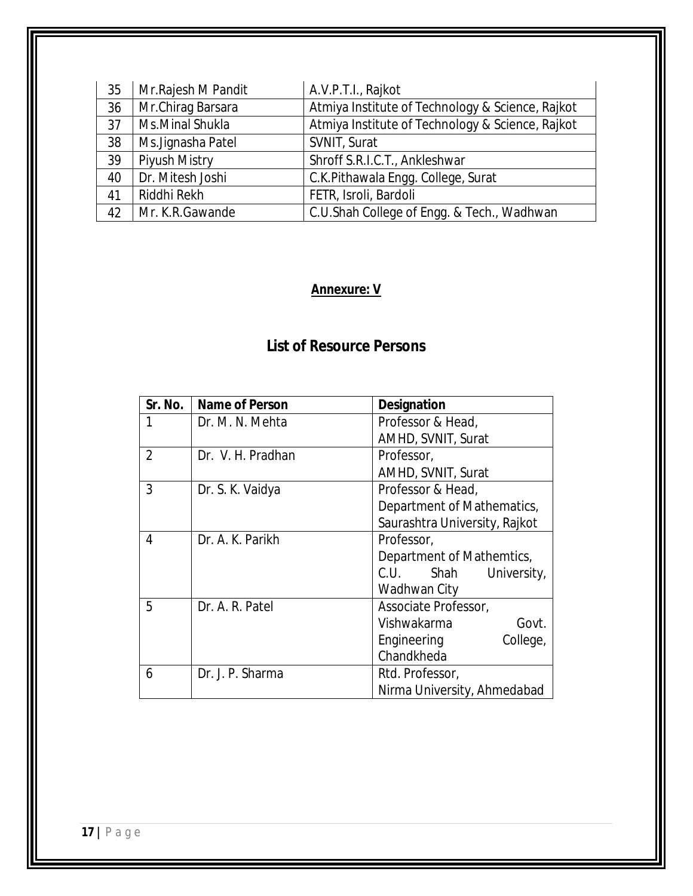| | | |
|---|---|---|
| 35 | Mr.Rajesh M Pandit | A.V.P.T.I., Rajkot |
| 36 | Mr.Chirag Barsara | Atmiya Institute of Technology & Science, Rajkot |
| 37 | Ms.Minal Shukla | Atmiya Institute of Technology & Science, Rajkot |
| 38 | Ms.Jignasha Patel | SVNIT, Surat |
| 39 | Piyush Mistry | Shroff S.R.I.C.T., Ankleshwar |
| 40 | Dr. Mitesh Joshi | C.K.Pithawala Engg. College, Surat |
| 41 | Riddhi Rekh | FETR, Isroli, Bardoli |
| 42 | Mr. K.R.Gawande | C.U.Shah College of Engg. & Tech., Wadhwan |

**Annexure: V**

## List of Resource Persons

| Sr. No. | Name of Person | Designation |
|---|---|---|
| 1 | Dr. M. N. Mehta | Professor & Head, AMHD, SVNIT, Surat |
| 2 | Dr. V. H. Pradhan | Professor, AMHD, SVNIT, Surat |
| 3 | Dr. S. K. Vaidya | Professor & Head, Department of Mathematics, Saurashtra University, Rajkot |
| 4 | Dr. A. K. Parikh | Professor, Department of Mathemtics, C.U. Shah University, Wadhwan City |
| 5 | Dr. A. R. Patel | Associate Professor, Vishwakarma Govt. Engineering College, Chandkheda |
| 6 | Dr. J. P. Sharma | Rtd. Professor, Nirma University, Ahmedabad |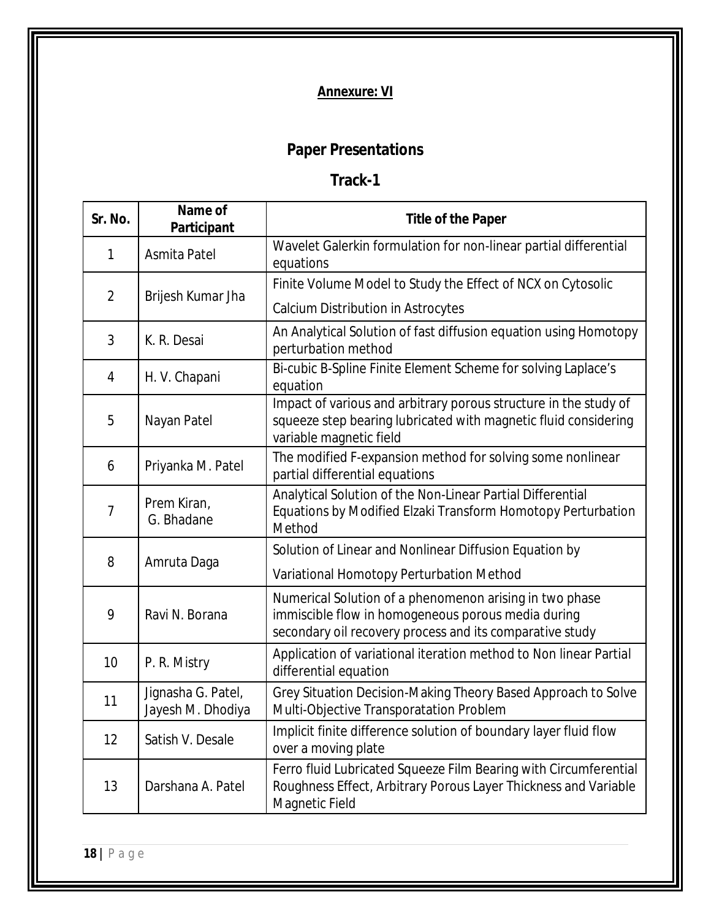**Annexure: VI**

## Paper Presentations

## Track-1

| Sr. No. | Name of Participant | Title of the Paper |
|---|---|---|
| 1 | Asmita Patel | Wavelet Galerkin formulation for non-linear partial differential equations |
| 2 | Brijesh Kumar Jha | Finite Volume Model to Study the Effect of NCX on Cytosolic Calcium Distribution in Astrocytes |
| 3 | K. R. Desai | An Analytical Solution of fast diffusion equation using Homotopy perturbation method |
| 4 | H. V. Chapani | Bi-cubic B-Spline Finite Element Scheme for solving Laplace's equation |
| 5 | Nayan Patel | Impact of various and arbitrary porous structure in the study of squeeze step bearing lubricated with magnetic fluid considering variable magnetic field |
| 6 | Priyanka M. Patel | The modified F-expansion method for solving some nonlinear partial differential equations |
| 7 | Prem Kiran, G. Bhadane | Analytical Solution of the Non-Linear Partial Differential Equations by Modified Elzaki Transform Homotopy Perturbation Method |
| 8 | Amruta Daga | Solution of Linear and Nonlinear Diffusion Equation by Variational Homotopy Perturbation Method |
| 9 | Ravi N. Borana | Numerical Solution of a phenomenon arising in two phase immiscible flow in homogeneous porous media during secondary oil recovery process and its comparative study |
| 10 | P. R. Mistry | Application of variational iteration method to Non linear Partial differential equation |
| 11 | Jignasha G. Patel, Jayesh M. Dhodiya | Grey Situation Decision-Making Theory Based Approach to Solve Multi-Objective Transporatation Problem |
| 12 | Satish V. Desale | Implicit finite difference solution of boundary layer fluid flow over a moving plate |
| 13 | Darshana A. Patel | Ferro fluid Lubricated Squeeze Film Bearing with Circumferential Roughness Effect, Arbitrary Porous Layer Thickness and Variable Magnetic Field |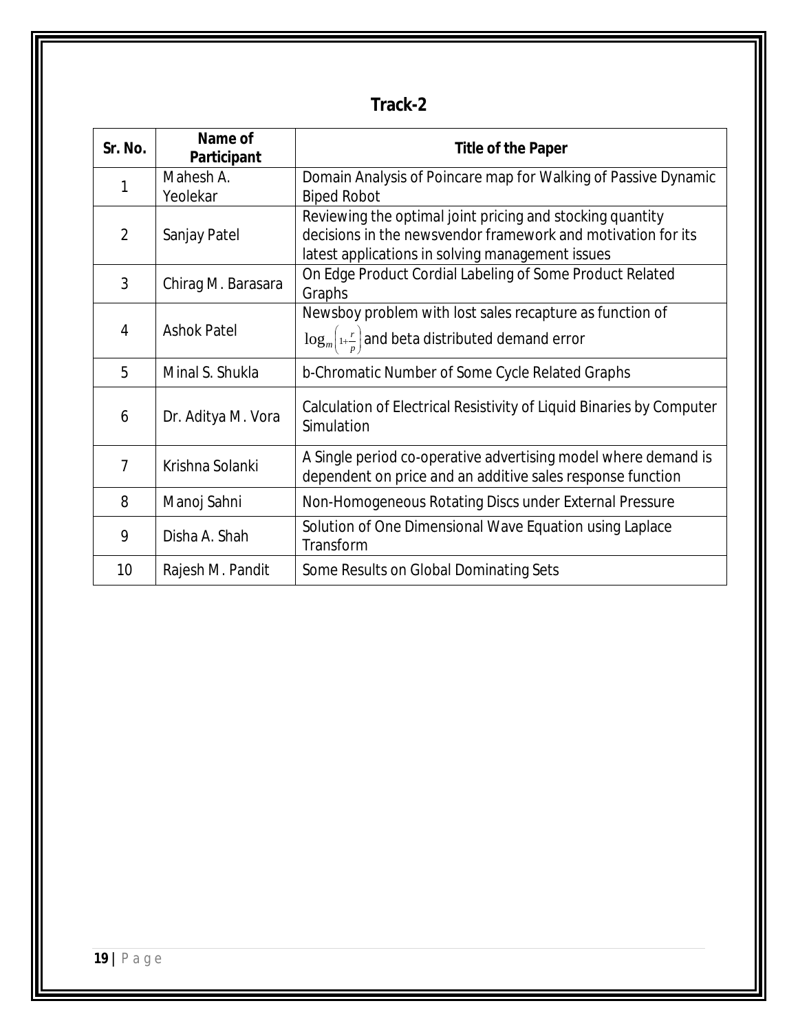## Track-2

| Sr. No. | Name of Participant | Title of the Paper |
|---|---|---|
| 1 | Mahesh A. Yeolekar | Domain Analysis of Poincare map for Walking of Passive Dynamic Biped Robot |
| 2 | Sanjay Patel | Reviewing the optimal joint pricing and stocking quantity decisions in the newsvendor framework and motivation for its latest applications in solving management issues |
| 3 | Chirag M. Barasara | On Edge Product Cordial Labeling of Some Product Related Graphs |
| 4 | Ashok Patel | Newsboy problem with lost sales recapture as function of $\log_m\left(1+\frac{r}{p}\right)$ and beta distributed demand error |
| 5 | Minal S. Shukla | b-Chromatic Number of Some Cycle Related Graphs |
| 6 | Dr. Aditya M. Vora | Calculation of Electrical Resistivity of Liquid Binaries by Computer Simulation |
| 7 | Krishna Solanki | A Single period co-operative advertising model where demand is dependent on price and an additive sales response function |
| 8 | Manoj Sahni | Non-Homogeneous Rotating Discs under External Pressure |
| 9 | Disha A. Shah | Solution of One Dimensional Wave Equation using Laplace Transform |
| 10 | Rajesh M. Pandit | Some Results on Global Dominating Sets |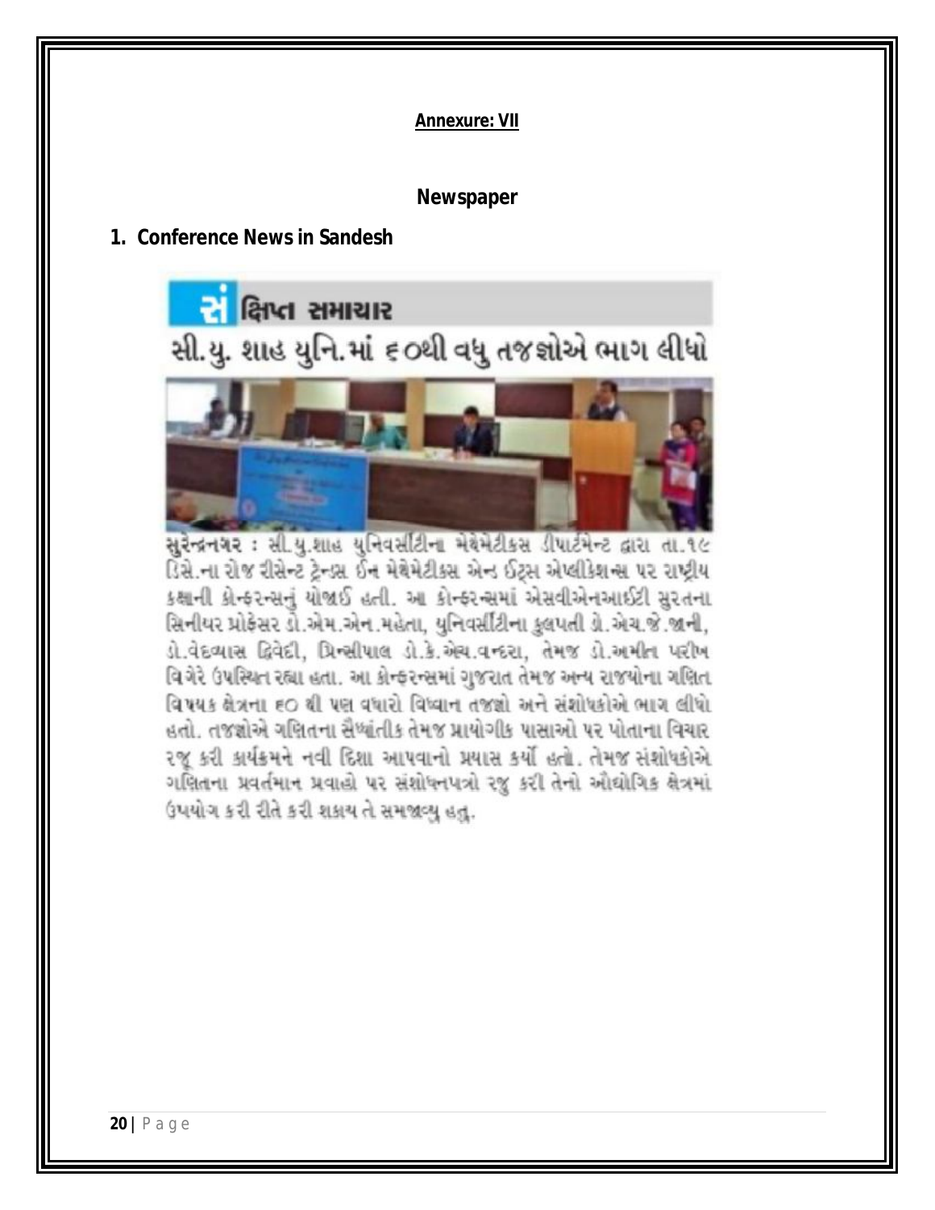**Annexure: VII**

**Newspaper**

**1. Conference News in Sandesh**

સંક્ષિપ્ત સમાચાર

સી.યુ. શાહ યુનિ.માં ૬૦થી વધુ તજજ્ઞોએ ભાગ લીધો

સુરેન્દ્રનગર : સી.યુ.શાહ યુનિવર્સીટીના મેથેમેટીક્સ ડીપાર્ટમેન્ટ દ્વારા તા.૧૯ ડિસે.ના રોજ રીસેન્ટ ટ્રેન્ડ્સ ઈન મેથેમેટીક્સ એન્ડ ઈટ્સ એપ્લીકેશન્સ પર રાષ્ટ્રીય કક્ષાની કોન્ફરન્સનું યોજાઈ હતી. આ કોન્ફરન્સમાં એસવીએનઆઈટી સુરતના સિનીયર પ્રોફેસર ડો.એમ.એન.મહેતા, યુનિવર્સીટીના કુલપતી ડો.એચ.જે.જાની, ડો.વેદવ્યાસ દ્વિવેદી, પ્રિન્સીપાલ ડો.કે.એચ.વન્દરા, તેમજ ડો.અમીત પરીખ વિગેરે ઉપસ્થિત રહ્યા હતા. આ કોન્ફરન્સમાં ગુજરાત તેમજ અન્ય રાજ્યોના ગણિત વિષયક ક્ષેત્રના ૬૦ થી પણ વધારો વિધ્વાન તજજ્ઞો અને સંશોધકોએ ભાગ લીધો હતો. તજજ્ઞોએ ગણિતના સૈધ્ધાંતીક તેમજ પ્રાયોગીક પાસાઓ પર પોતાના વિચાર રજૂ કરી કાર્યક્રમને નવી દિશા આપવાનો પ્રયાસ કર્યો હતો. તેમજ સંશોધકોએ ગણિતના પ્રવર્તમાન પ્રવાહો પર સંશોધનપત્રો રજૂ કરી તેનો ઔધ્યોગિક ક્ષેત્રમાં ઉપયોગ કરી રીતે કરી શકાય તે સમજાવ્યુ હતુ.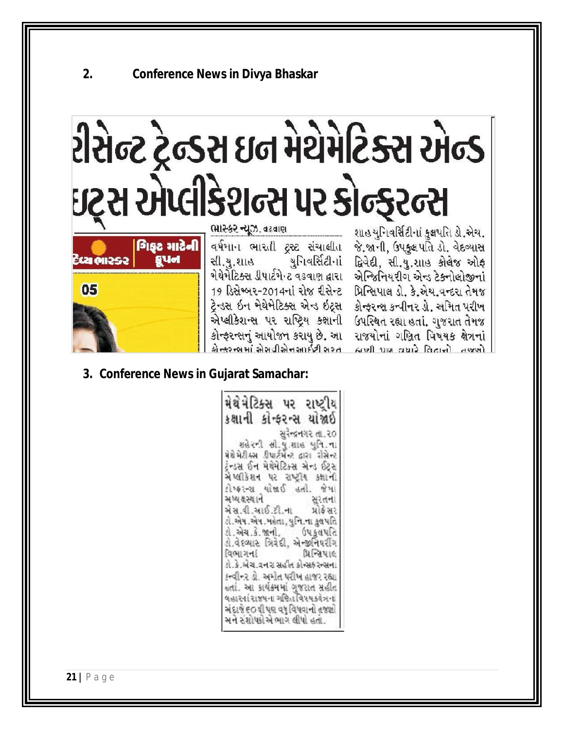## 2. Conference News in Divya Bhaskar

# રીસેન્ટ ટ્રેન્ડસ ઇન મેથેમેટિક્સ એન્ડ ઇટ્સ એપ્લીકેશન્સ પર કોન્ફરન્સ

ભાસ્કર ન્યૂઝ. વઢવાણ

વર્ધમાન ભારતી ટ્રસ્ટ સંચાલીત સી.યુ.શાહ યુનિવર્સિટીનાં મેથેમેટિક્સ ડીપાર્ટમેન્ટ વઢવાણ દ્વારા 19 ડિસેમ્બર-2014નાં રોજ રીસેન્ટ ટ્રેન્ડસ ઇન મેથેમેટિક્સ એન્ડ ઇટ્સ એપ્લીકેશન્સ પર રાષ્ટ્રિય કક્ષાની કોન્ફરન્સનું આયોજન કરાયુ છે. આ કોન્ફરન્સમાં એસવીએનઆઇટી સુરત શાહ યુનિવર્સિટીનાં કુલપતિ ડો.એચ. જે.જાની, ઉપકુલપતિ ડો. વેદવ્યાસ દ્વિવેદી, સી.યુ.શાહ કોલેજ ઓફ એન્જિનિયરીંગ એન્ડ ટેક્નોલોજીનાં પ્રિન્સિપાલ ડો. કે.એચ.વન્દરા તેમજ કોન્ફરન્સ કન્વીનર ડો. અમિત પરીખ ઉપસ્થિત રહ્યા હતાં. ગુજરાત તેમજ રાજ્યોનાં ગણિત વિષયક ક્ષેત્રનાં 60થી પણ વધારે વિદ્વાનો તજજ્ઞો

## 3. Conference News in Gujarat Samachar:

**મેથેમેટિક્સ પર રાષ્ટ્રીય કક્ષાની કોન્ફરન્સ યોજાઈ**

સુરેન્દ્રનગર તા.૨૦

શહેરની સી.યુ.શાહ યુનિ.ના મેથેમેટીક્સ ડીપાર્ટમેન્ટ દ્વારા રીસેન્ટ ટ્રેન્ડસ ઈન મેથેમેટિક્સ એન્ડ ઈટ્સ એપ્લીકેશન પર રાષ્ટ્રીય કક્ષાની કોન્ફરન્સ યોજાઈ હતી. જેમાં અધ્યક્ષસ્થાને સુરતના એસ.વી.આઈ.ટી.ના પ્રોફેસર ડો.એમ.એન.મહેતા, યુનિ.ના કુલપતિ ડો.એચ.કે.જાની, ઉપકુલપતિ ડો.વેદવ્યાસ ત્રિવેદી, એન્જીનિયરીંગ વિભાગનાં પ્રિન્સિપાલ ડો.કે.એચ.વનરા સહીત કોન્ફરન્સના કન્વીનર ડો. અમીત પરીખ હાજર રહ્યા હતાં. આ કાર્યક્રમમાં ગુજરાત સહીત બહારનાં રાજ્યના ગણિતવિષયકક્ષેત્રના અંદાજે ૬૦થી પણ વધુ વિધવાનો તજજ્ઞો અને સંશોધકોએ ભાગ લીધો હતો.